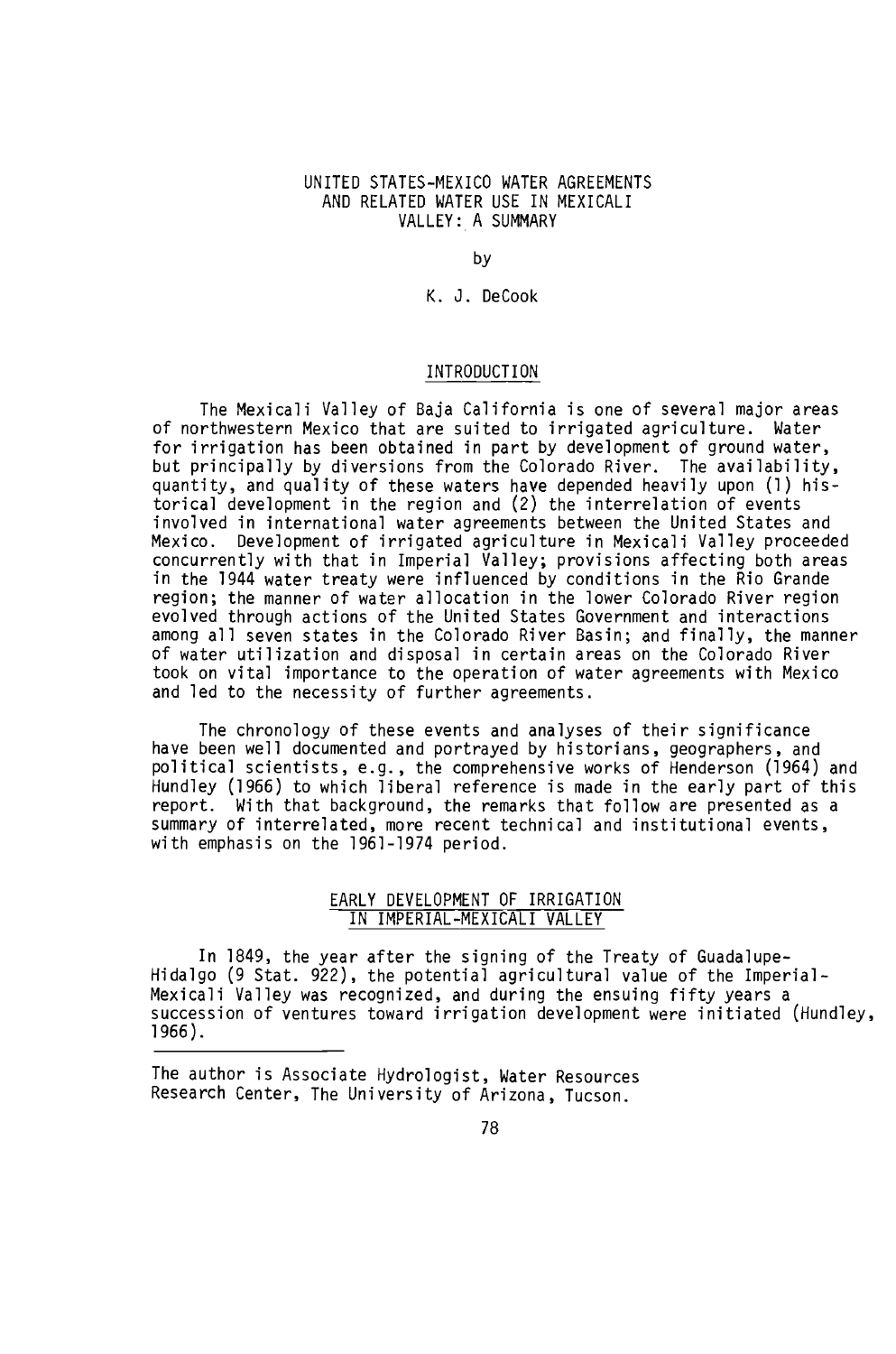# UNITED STATES-MEXICO WATER AGREEMENTS AND RELATED WATER USE IN MEXICALI VALLEY: A SUMMARY

by

K. J. DeCook

## INTRODUCTION

The Mexicali Valley of Baja California is one of several major areas of northwestern Mexico that are suited to irrigated agriculture. Water for irrigation has been obtained in part by development of ground water, but principally by diversions from the Colorado River. The availability, quantity, and quality of these waters have depended heavily upon (1) historical development in the region and (2) the interrelation of events involved in international water agreements between the United States and Mexico. Development of irrigated agriculture in Mexicali Valley proceeded concurrently with that in Imperial Valley; provisions affecting both areas in the 1944 water treaty were influenced by conditions in the Rio Grande region; the manner of water allocation in the lower Colorado River region evolved through actions of the United States Government and interactions among all seven states in the Colorado River Basin; and finally, the manner of water utilization and disposal in certain areas on the Colorado River took on vital importance to the operation of water agreements with Mexico and led to the necessity of further agreements.

The chronology of these events and analyses of their significance have been well documented and portrayed by historians, geographers, and political scientists, e.g., the comprehensive works of Henderson (1964) and Hundley (1966) to which liberal reference is made in the early part of this report. With that background, the remarks that follow are presented as a summary of interrelated, more recent technical and institutional events, with emphasis on the 1961-1974 period.

## EARLY DEVELOPMENT OF IRRIGATION IN IMPERIAL-MEXICALI VALLEY

In 1849, the year after the signing of the Treaty of Guadalupe-Hidalgo (9 Stat. 922), the potential agricultural value of the Imperial-Mexicali Valley was recognized, and during the ensuing fifty years a succession of ventures toward irrigation development were initiated (Hundley, 1966).

---

The author is Associate Hydrologist, Water Resources Research Center, The University of Arizona, Tucson.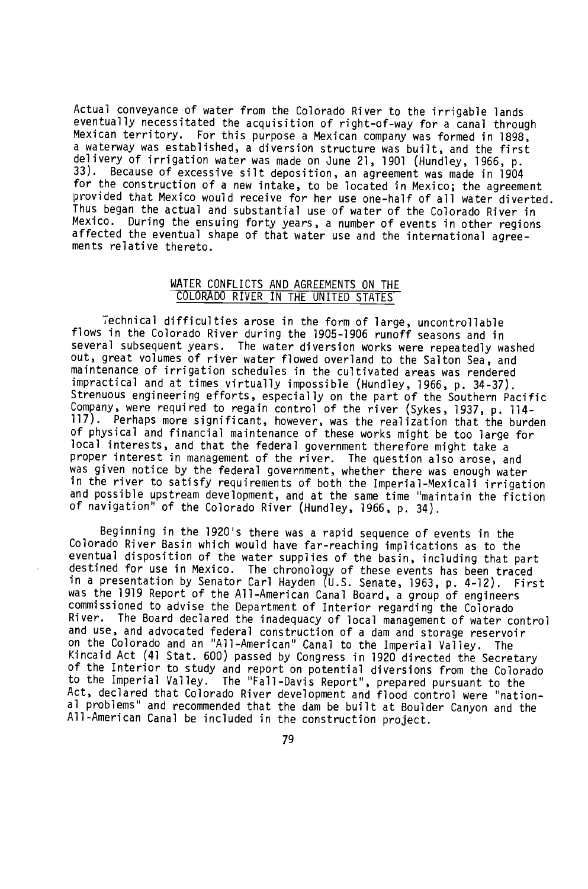Actual conveyance of water from the Colorado River to the irrigable lands eventually necessitated the acquisition of right-of-way for a canal through Mexican territory. For this purpose a Mexican company was formed in 1898, a waterway was established, a diversion structure was built, and the first delivery of irrigation water was made on June 21, 1901 (Hundley, 1966, p. 33). Because of excessive silt deposition, an agreement was made in 1904 for the construction of a new intake, to be located in Mexico; the agreement provided that Mexico would receive for her use one-half of all water diverted. Thus began the actual and substantial use of water of the Colorado River in Mexico. During the ensuing forty years, a number of events in other regions affected the eventual shape of that water use and the international agreements relative thereto.

## WATER CONFLICTS AND AGREEMENTS ON THE COLORADO RIVER IN THE UNITED STATES

Technical difficulties arose in the form of large, uncontrollable flows in the Colorado River during the 1905-1906 runoff seasons and in several subsequent years. The water diversion works were repeatedly washed out, great volumes of river water flowed overland to the Salton Sea, and maintenance of irrigation schedules in the cultivated areas was rendered impractical and at times virtually impossible (Hundley, 1966, p. 34-37). Strenuous engineering efforts, especially on the part of the Southern Pacific Company, were required to regain control of the river (Sykes, 1937, p. 114-117). Perhaps more significant, however, was the realization that the burden of physical and financial maintenance of these works might be too large for local interests, and that the federal government therefore might take a proper interest in management of the river. The question also arose, and was given notice by the federal government, whether there was enough water in the river to satisfy requirements of both the Imperial-Mexicali irrigation and possible upstream development, and at the same time "maintain the fiction of navigation" of the Colorado River (Hundley, 1966, p. 34).

Beginning in the 1920's there was a rapid sequence of events in the Colorado River Basin which would have far-reaching implications as to the eventual disposition of the water supplies of the basin, including that part destined for use in Mexico. The chronology of these events has been traced in a presentation by Senator Carl Hayden (U.S. Senate, 1963, p. 4-12). First was the 1919 Report of the All-American Canal Board, a group of engineers commissioned to advise the Department of Interior regarding the Colorado River. The Board declared the inadequacy of local management of water control and use, and advocated federal construction of a dam and storage reservoir on the Colorado and an "All-American" Canal to the Imperial Valley. The Kincaid Act (41 Stat. 600) passed by Congress in 1920 directed the Secretary of the Interior to study and report on potential diversions from the Colorado to the Imperial Valley. The "Fall-Davis Report", prepared pursuant to the Act, declared that Colorado River development and flood control were "national problems" and recommended that the dam be built at Boulder Canyon and the All-American Canal be included in the construction project.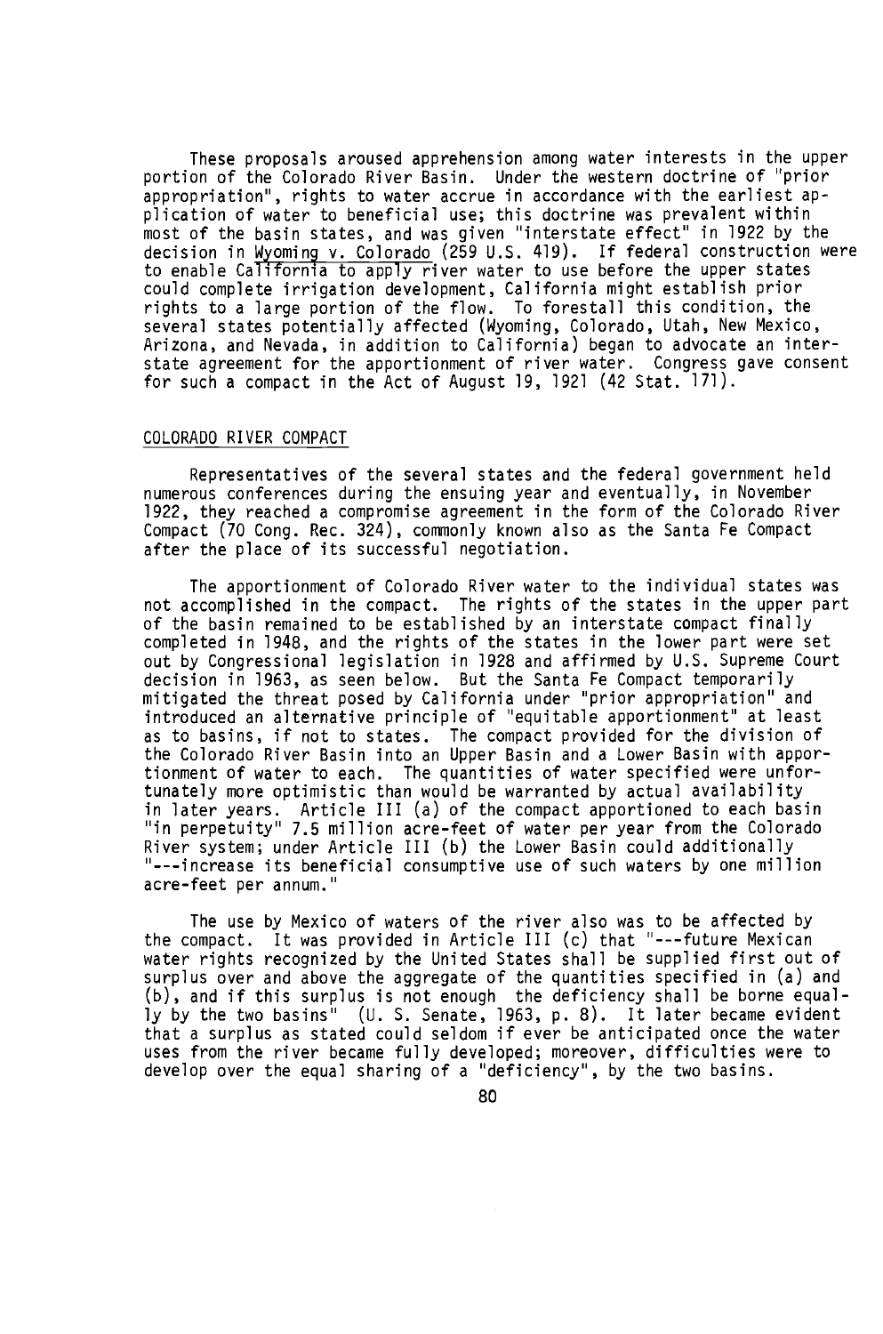These proposals aroused apprehension among water interests in the upper portion of the Colorado River Basin. Under the western doctrine of "prior appropriation", rights to water accrue in accordance with the earliest application of water to beneficial use; this doctrine was prevalent within most of the basin states, and was given "interstate effect" in 1922 by the decision in Wyoming v. Colorado (259 U.S. 419). If federal construction were to enable California to apply river water to use before the upper states could complete irrigation development, California might establish prior rights to a large portion of the flow. To forestall this condition, the several states potentially affected (Wyoming, Colorado, Utah, New Mexico, Arizona, and Nevada, in addition to California) began to advocate an interstate agreement for the apportionment of river water. Congress gave consent for such a compact in the Act of August 19, 1921 (42 Stat. 171).

## COLORADO RIVER COMPACT

Representatives of the several states and the federal government held numerous conferences during the ensuing year and eventually, in November 1922, they reached a compromise agreement in the form of the Colorado River Compact (70 Cong. Rec. 324), commonly known also as the Santa Fe Compact after the place of its successful negotiation.

The apportionment of Colorado River water to the individual states was not accomplished in the compact. The rights of the states in the upper part of the basin remained to be established by an interstate compact finally completed in 1948, and the rights of the states in the lower part were set out by Congressional legislation in 1928 and affirmed by U.S. Supreme Court decision in 1963, as seen below. But the Santa Fe Compact temporarily mitigated the threat posed by California under "prior appropriation" and introduced an alternative principle of "equitable apportionment" at least as to basins, if not to states. The compact provided for the division of the Colorado River Basin into an Upper Basin and a Lower Basin with apportionment of water to each. The quantities of water specified were unfortunately more optimistic than would be warranted by actual availability in later years. Article III (a) of the compact apportioned to each basin "in perpetuity" 7.5 million acre-feet of water per year from the Colorado River system; under Article III (b) the Lower Basin could additionally "---increase its beneficial consumptive use of such waters by one million acre-feet per annum."

The use by Mexico of waters of the river also was to be affected by the compact. It was provided in Article III (c) that "---future Mexican water rights recognized by the United States shall be supplied first out of surplus over and above the aggregate of the quantities specified in (a) and (b), and if this surplus is not enough the deficiency shall be borne equally by the two basins" (U. S. Senate, 1963, p. 8). It later became evident that a surplus as stated could seldom if ever be anticipated once the water uses from the river became fully developed; moreover, difficulties were to develop over the equal sharing of a "deficiency", by the two basins.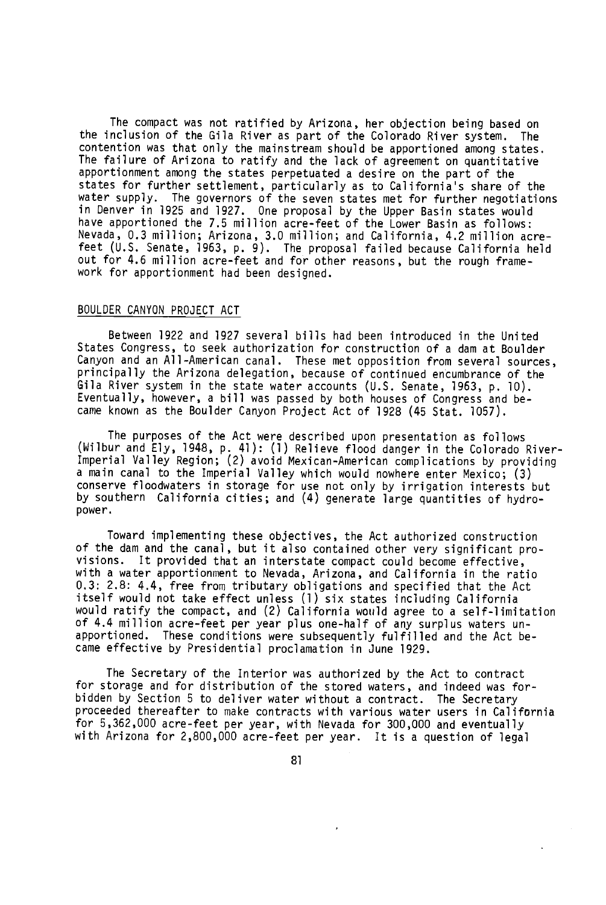The compact was not ratified by Arizona, her objection being based on the inclusion of the Gila River as part of the Colorado River system. The contention was that only the mainstream should be apportioned among states. The failure of Arizona to ratify and the lack of agreement on quantitative apportionment among the states perpetuated a desire on the part of the states for further settlement, particularly as to California's share of the water supply. The governors of the seven states met for further negotiations in Denver in 1925 and 1927. One proposal by the Upper Basin states would have apportioned the 7.5 million acre-feet of the Lower Basin as follows: Nevada, 0.3 million; Arizona, 3.0 million; and California, 4.2 million acre-feet (U.S. Senate, 1963, p. 9). The proposal failed because California held out for 4.6 million acre-feet and for other reasons, but the rough framework for apportionment had been designed.

## BOULDER CANYON PROJECT ACT

Between 1922 and 1927 several bills had been introduced in the United States Congress, to seek authorization for construction of a dam at Boulder Canyon and an All-American canal. These met opposition from several sources, principally the Arizona delegation, because of continued encumbrance of the Gila River system in the state water accounts (U.S. Senate, 1963, p. 10). Eventually, however, a bill was passed by both houses of Congress and became known as the Boulder Canyon Project Act of 1928 (45 Stat. 1057).

The purposes of the Act were described upon presentation as follows (Wilbur and Ely, 1948, p. 41): (1) Relieve flood danger in the Colorado River-Imperial Valley Region; (2) avoid Mexican-American complications by providing a main canal to the Imperial Valley which would nowhere enter Mexico; (3) conserve floodwaters in storage for use not only by irrigation interests but by southern California cities; and (4) generate large quantities of hydropower.

Toward implementing these objectives, the Act authorized construction of the dam and the canal, but it also contained other very significant provisions. It provided that an interstate compact could become effective, with a water apportionment to Nevada, Arizona, and California in the ratio 0.3: 2.8: 4.4, free from tributary obligations and specified that the Act itself would not take effect unless (1) six states including California would ratify the compact, and (2) California would agree to a self-limitation of 4.4 million acre-feet per year plus one-half of any surplus waters unapportioned. These conditions were subsequently fulfilled and the Act became effective by Presidential proclamation in June 1929.

The Secretary of the Interior was authorized by the Act to contract for storage and for distribution of the stored waters, and indeed was forbidden by Section 5 to deliver water without a contract. The Secretary proceeded thereafter to make contracts with various water users in California for 5,362,000 acre-feet per year, with Nevada for 300,000 and eventually with Arizona for 2,800,000 acre-feet per year. It is a question of legal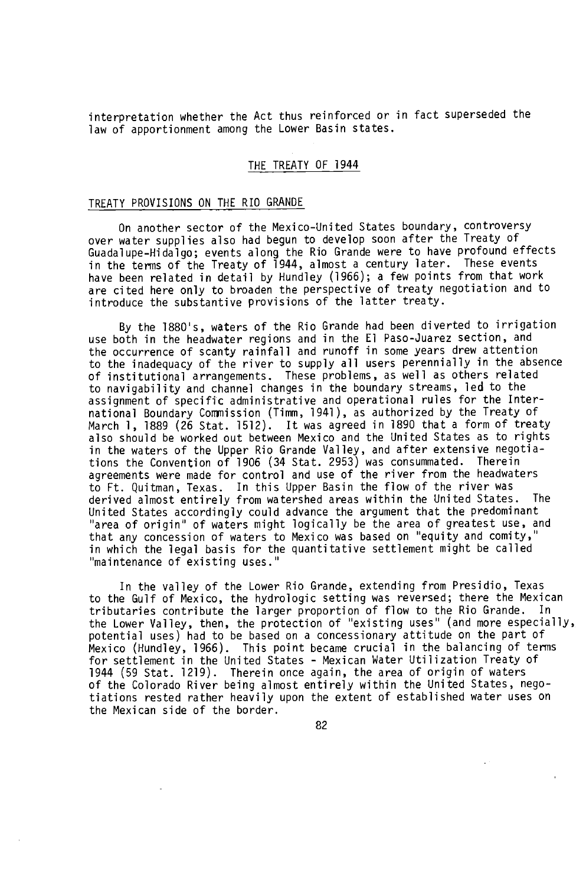interpretation whether the Act thus reinforced or in fact superseded the law of apportionment among the Lower Basin states.

## THE TREATY OF 1944

### TREATY PROVISIONS ON THE RIO GRANDE

On another sector of the Mexico-United States boundary, controversy over water supplies also had begun to develop soon after the Treaty of Guadalupe-Hidalgo; events along the Rio Grande were to have profound effects in the terms of the Treaty of 1944, almost a century later. These events have been related in detail by Hundley (1966); a few points from that work are cited here only to broaden the perspective of treaty negotiation and to introduce the substantive provisions of the latter treaty.

By the 1880's, waters of the Rio Grande had been diverted to irrigation use both in the headwater regions and in the El Paso-Juarez section, and the occurrence of scanty rainfall and runoff in some years drew attention to the inadequacy of the river to supply all users perennially in the absence of institutional arrangements. These problems, as well as others related to navigability and channel changes in the boundary streams, led to the assignment of specific administrative and operational rules for the International Boundary Commission (Timm, 1941), as authorized by the Treaty of March 1, 1889 (26 Stat. 1512). It was agreed in 1890 that a form of treaty also should be worked out between Mexico and the United States as to rights in the waters of the Upper Rio Grande Valley, and after extensive negotiations the Convention of 1906 (34 Stat. 2953) was consummated. Therein agreements were made for control and use of the river from the headwaters to Ft. Quitman, Texas. In this Upper Basin the flow of the river was derived almost entirely from watershed areas within the United States. The United States accordingly could advance the argument that the predominant "area of origin" of waters might logically be the area of greatest use, and that any concession of waters to Mexico was based on "equity and comity," in which the legal basis for the quantitative settlement might be called "maintenance of existing uses."

In the valley of the Lower Rio Grande, extending from Presidio, Texas to the Gulf of Mexico, the hydrologic setting was reversed; there the Mexican tributaries contribute the larger proportion of flow to the Rio Grande. In the Lower Valley, then, the protection of "existing uses" (and more especially, potential uses) had to be based on a concessionary attitude on the part of Mexico (Hundley, 1966). This point became crucial in the balancing of terms for settlement in the United States - Mexican Water Utilization Treaty of 1944 (59 Stat. 1219). Therein once again, the area of origin of waters of the Colorado River being almost entirely within the United States, negotiations rested rather heavily upon the extent of established water uses on the Mexican side of the border.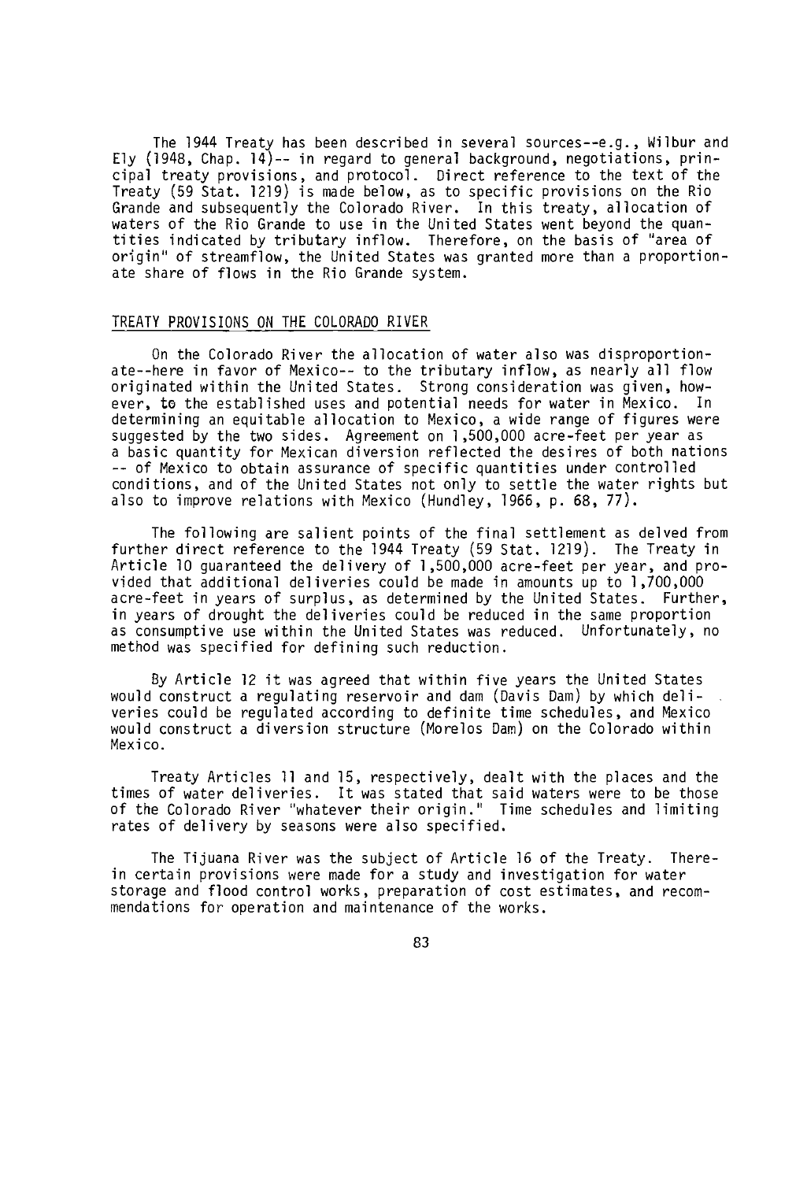The 1944 Treaty has been described in several sources--e.g., Wilbur and Ely (1948, Chap. 14)-- in regard to general background, negotiations, principal treaty provisions, and protocol. Direct reference to the text of the Treaty (59 Stat. 1219) is made below, as to specific provisions on the Rio Grande and subsequently the Colorado River. In this treaty, allocation of waters of the Rio Grande to use in the United States went beyond the quantities indicated by tributary inflow. Therefore, on the basis of "area of origin" of streamflow, the United States was granted more than a proportionate share of flows in the Rio Grande system.

## TREATY PROVISIONS ON THE COLORADO RIVER

On the Colorado River the allocation of water also was disproportionate--here in favor of Mexico-- to the tributary inflow, as nearly all flow originated within the United States. Strong consideration was given, however, to the established uses and potential needs for water in Mexico. In determining an equitable allocation to Mexico, a wide range of figures were suggested by the two sides. Agreement on 1,500,000 acre-feet per year as a basic quantity for Mexican diversion reflected the desires of both nations -- of Mexico to obtain assurance of specific quantities under controlled conditions, and of the United States not only to settle the water rights but also to improve relations with Mexico (Hundley, 1966, p. 68, 77).

The following are salient points of the final settlement as delved from further direct reference to the 1944 Treaty (59 Stat. 1219). The Treaty in Article 10 guaranteed the delivery of 1,500,000 acre-feet per year, and provided that additional deliveries could be made in amounts up to 1,700,000 acre-feet in years of surplus, as determined by the United States. Further, in years of drought the deliveries could be reduced in the same proportion as consumptive use within the United States was reduced. Unfortunately, no method was specified for defining such reduction.

By Article 12 it was agreed that within five years the United States would construct a regulating reservoir and dam (Davis Dam) by which deliveries could be regulated according to definite time schedules, and Mexico would construct a diversion structure (Morelos Dam) on the Colorado within Mexico.

Treaty Articles 11 and 15, respectively, dealt with the places and the times of water deliveries. It was stated that said waters were to be those of the Colorado River "whatever their origin." Time schedules and limiting rates of delivery by seasons were also specified.

The Tijuana River was the subject of Article 16 of the Treaty. Therein certain provisions were made for a study and investigation for water storage and flood control works, preparation of cost estimates, and recommendations for operation and maintenance of the works.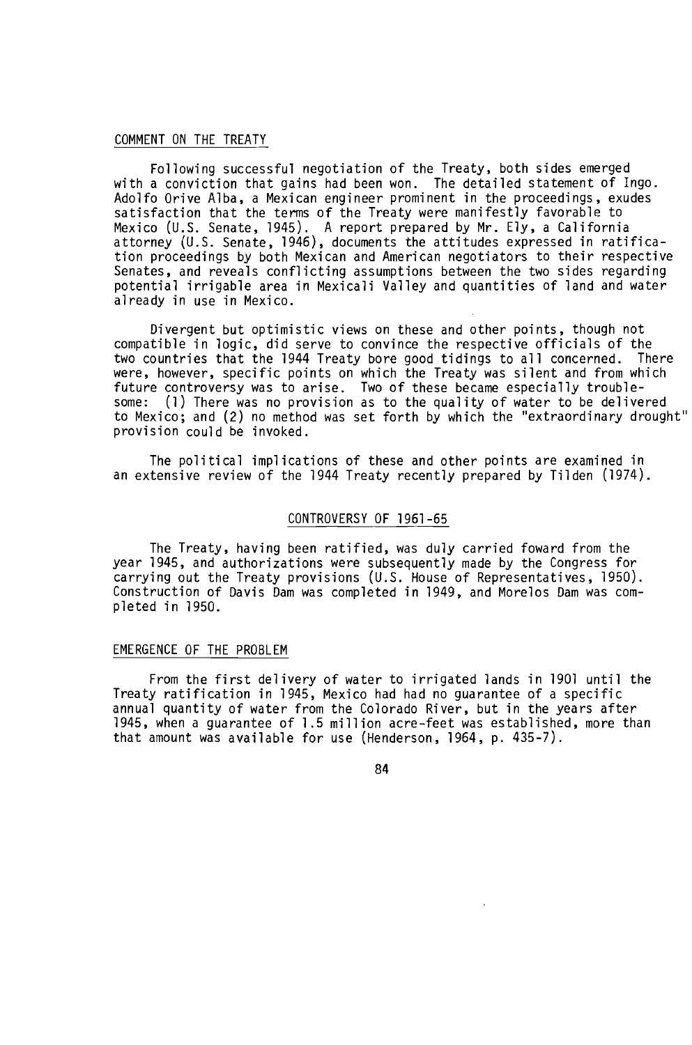## COMMENT ON THE TREATY

Following successful negotiation of the Treaty, both sides emerged with a conviction that gains had been won. The detailed statement of Ingo. Adolfo Orive Alba, a Mexican engineer prominent in the proceedings, exudes satisfaction that the terms of the Treaty were manifestly favorable to Mexico (U.S. Senate, 1945). A report prepared by Mr. Ely, a California attorney (U.S. Senate, 1946), documents the attitudes expressed in ratification proceedings by both Mexican and American negotiators to their respective Senates, and reveals conflicting assumptions between the two sides regarding potential irrigable area in Mexicali Valley and quantities of land and water already in use in Mexico.

Divergent but optimistic views on these and other points, though not compatible in logic, did serve to convince the respective officials of the two countries that the 1944 Treaty bore good tidings to all concerned. There were, however, specific points on which the Treaty was silent and from which future controversy was to arise. Two of these became especially troublesome: (1) There was no provision as to the quality of water to be delivered to Mexico; and (2) no method was set forth by which the "extraordinary drought" provision could be invoked.

The political implications of these and other points are examined in an extensive review of the 1944 Treaty recently prepared by Tilden (1974).

## CONTROVERSY OF 1961-65

The Treaty, having been ratified, was duly carried foward from the year 1945, and authorizations were subsequently made by the Congress for carrying out the Treaty provisions (U.S. House of Representatives, 1950). Construction of Davis Dam was completed in 1949, and Morelos Dam was completed in 1950.

## EMERGENCE OF THE PROBLEM

From the first delivery of water to irrigated lands in 1901 until the Treaty ratification in 1945, Mexico had had no guarantee of a specific annual quantity of water from the Colorado River, but in the years after 1945, when a guarantee of 1.5 million acre-feet was established, more than that amount was available for use (Henderson, 1964, p. 435-7).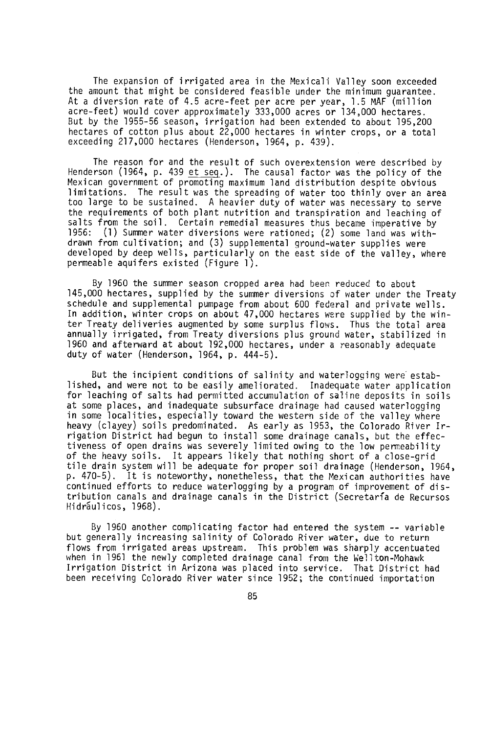The expansion of irrigated area in the Mexicali Valley soon exceeded the amount that might be considered feasible under the minimum guarantee. At a diversion rate of 4.5 acre-feet per acre per year, 1.5 MAF (million acre-feet) would cover approximately 333,000 acres or 134,000 hectares. But by the 1955-56 season, irrigation had been extended to about 195,200 hectares of cotton plus about 22,000 hectares in winter crops, or a total exceeding 217,000 hectares (Henderson, 1964, p. 439).

The reason for and the result of such overextension were described by Henderson (1964, p. 439 et seq.). The causal factor was the policy of the Mexican government of promoting maximum land distribution despite obvious limitations. The result was the spreading of water too thinly over an area too large to be sustained. A heavier duty of water was necessary to serve the requirements of both plant nutrition and transpiration and leaching of salts from the soil. Certain remedial measures thus became imperative by 1956: (1) Summer water diversions were rationed; (2) some land was withdrawn from cultivation; and (3) supplemental ground-water supplies were developed by deep wells, particularly on the east side of the valley, where permeable aquifers existed (Figure 1).

By 1960 the summer season cropped area had been reduced to about 145,000 hectares, supplied by the summer diversions of water under the Treaty schedule and supplemental pumpage from about 600 federal and private wells. In addition, winter crops on about 47,000 hectares were supplied by the winter Treaty deliveries augmented by some surplus flows. Thus the total area annually irrigated, from Treaty diversions plus ground water, stabilized in 1960 and afterward at about 192,000 hectares, under a reasonably adequate duty of water (Henderson, 1964, p. 444-5).

But the incipient conditions of salinity and waterlogging were established, and were not to be easily ameliorated. Inadequate water application for leaching of salts had permitted accumulation of saline deposits in soils at some places, and inadequate subsurface drainage had caused waterlogging in some localities, especially toward the western side of the valley where heavy (clayey) soils predominated. As early as 1953, the Colorado River Irrigation District had begun to install some drainage canals, but the effectiveness of open drains was severely limited owing to the low permeability of the heavy soils. It appears likely that nothing short of a close-grid tile drain system will be adequate for proper soil drainage (Henderson, 1964, p. 470-5). It is noteworthy, nonetheless, that the Mexican authorities have continued efforts to reduce waterlogging by a program of improvement of distribution canals and drainage canals in the District (Secretaría de Recursos Hidráulicos, 1968).

By 1960 another complicating factor had entered the system -- variable but generally increasing salinity of Colorado River water, due to return flows from irrigated areas upstream. This problem was sharply accentuated when in 1961 the newly completed drainage canal from the Wellton-Mohawk Irrigation District in Arizona was placed into service. That District had been receiving Colorado River water since 1952; the continued importation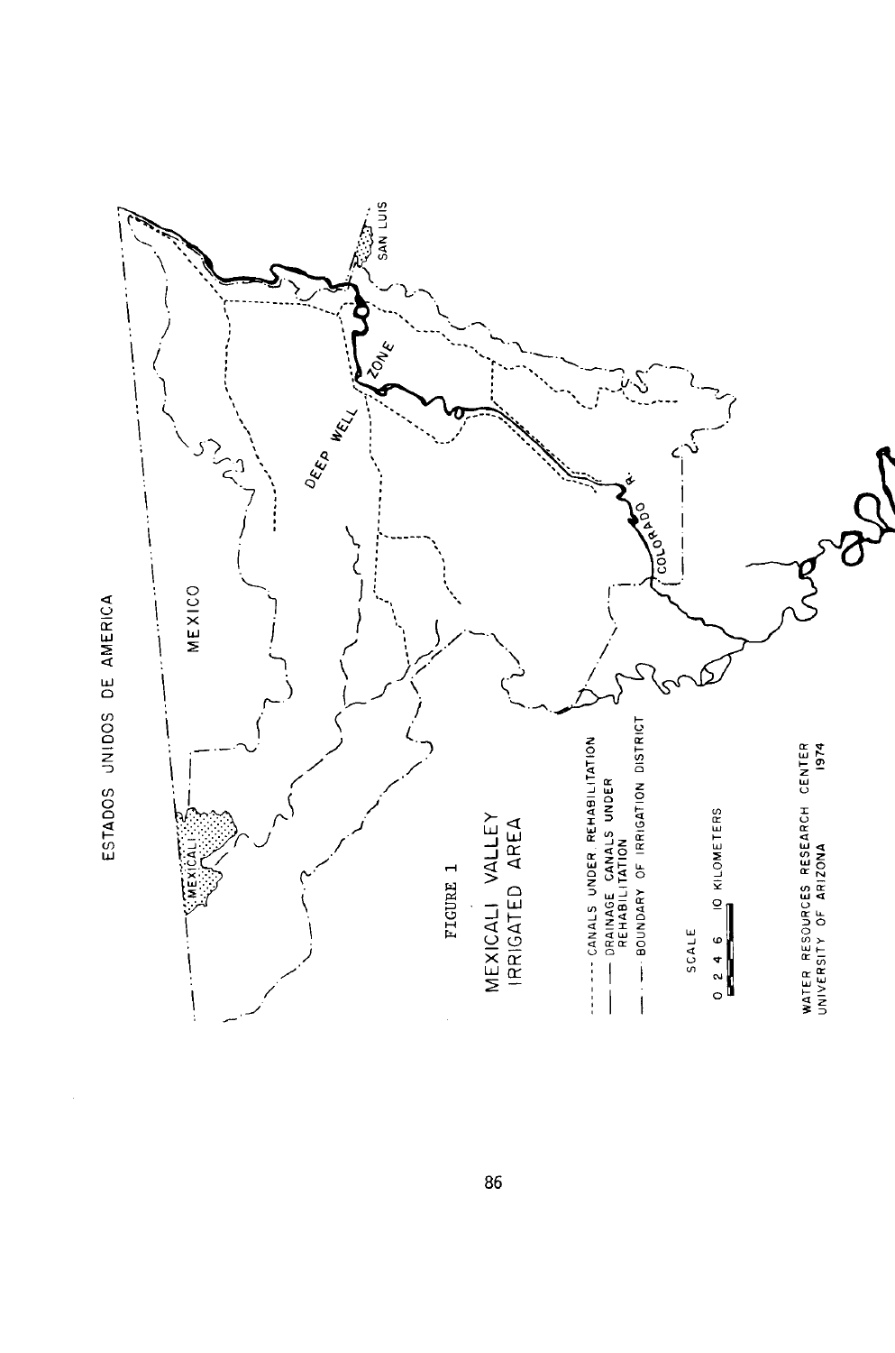ESTADOS UNIDOS DE AMERICA

MEXICO

MEXICALI

SAN LUIS

DEEP WELL ZONE

COLORADO R.

FIGURE 1

MEXICALI VALLEY IRRIGATED AREA

- CANALS UNDER REHABILITATION
- DRAINAGE CANALS UNDER REHABILITATION
- BOUNDARY OF IRRIGATION DISTRICT

SCALE

0 2 4 6 10 KILOMETERS

WATER RESOURCES RESEARCH CENTER
UNIVERSITY OF ARIZONA 1974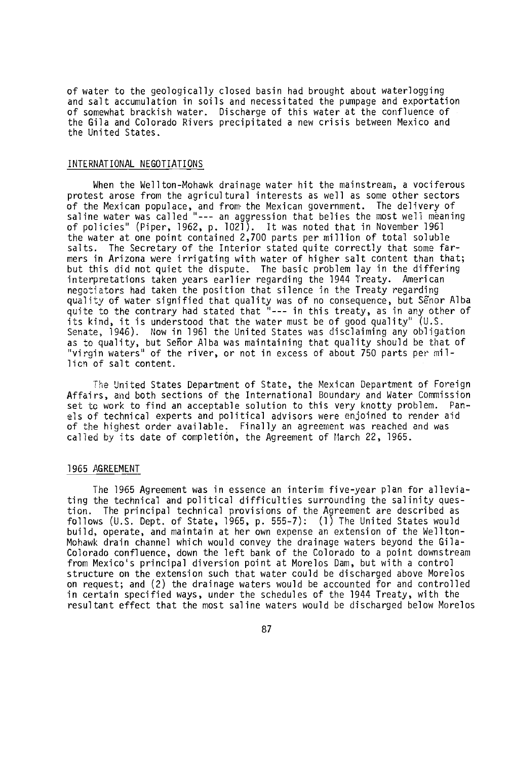of water to the geologically closed basin had brought about waterlogging and salt accumulation in soils and necessitated the pumpage and exportation of somewhat brackish water. Discharge of this water at the confluence of the Gila and Colorado Rivers precipitated a new crisis between Mexico and the United States.

## INTERNATIONAL NEGOTIATIONS

When the Wellton-Mohawk drainage water hit the mainstream, a vociferous protest arose from the agricultural interests as well as some other sectors of the Mexican populace, and from the Mexican government. The delivery of saline water was called "--- an aggression that belies the most well meaning of policies" (Piper, 1962, p. 1021). It was noted that in November 1961 the water at one point contained 2,700 parts per million of total soluble salts. The Secretary of the Interior stated quite correctly that some farmers in Arizona were irrigating with water of higher salt content than that; but this did not quiet the dispute. The basic problem lay in the differing interpretations taken years earlier regarding the 1944 Treaty. American negotiators had taken the position that silence in the Treaty regarding quality of water signified that quality was of no consequence, but Señor Alba quite to the contrary had stated that "--- in this treaty, as in any other of its kind, it is understood that the water must be of good quality" (U.S. Senate, 1946). Now in 1961 the United States was disclaiming any obligation as to quality, but Señor Alba was maintaining that quality should be that of "virgin waters" of the river, or not in excess of about 750 parts per million of salt content.

The United States Department of State, the Mexican Department of Foreign Affairs, and both sections of the International Boundary and Water Commission set to work to find an acceptable solution to this very knotty problem. Panels of technical experts and political advisors were enjoined to render aid of the highest order available. Finally an agreement was reached and was called by its date of completión, the Agreement of March 22, 1965.

## 1965 AGREEMENT

The 1965 Agreement was in essence an interim five-year plan for alleviating the technical and political difficulties surrounding the salinity question. The principal technical provisions of the Agreement are described as follows (U.S. Dept. of State, 1965, p. 555-7): (1) The United States would build, operate, and maintain at her own expense an extension of the Wellton-Mohawk drain channel which would convey the drainage waters beyond the Gila-Colorado confluence, down the left bank of the Colorado to a point downstream from Mexico's principal diversion point at Morelos Dam, but with a control structure on the extension such that water could be discharged above Morelos on request; and (2) the drainage waters would be accounted for and controlled in certain specified ways, under the schedules of the 1944 Treaty, with the resultant effect that the most saline waters would be discharged below Morelos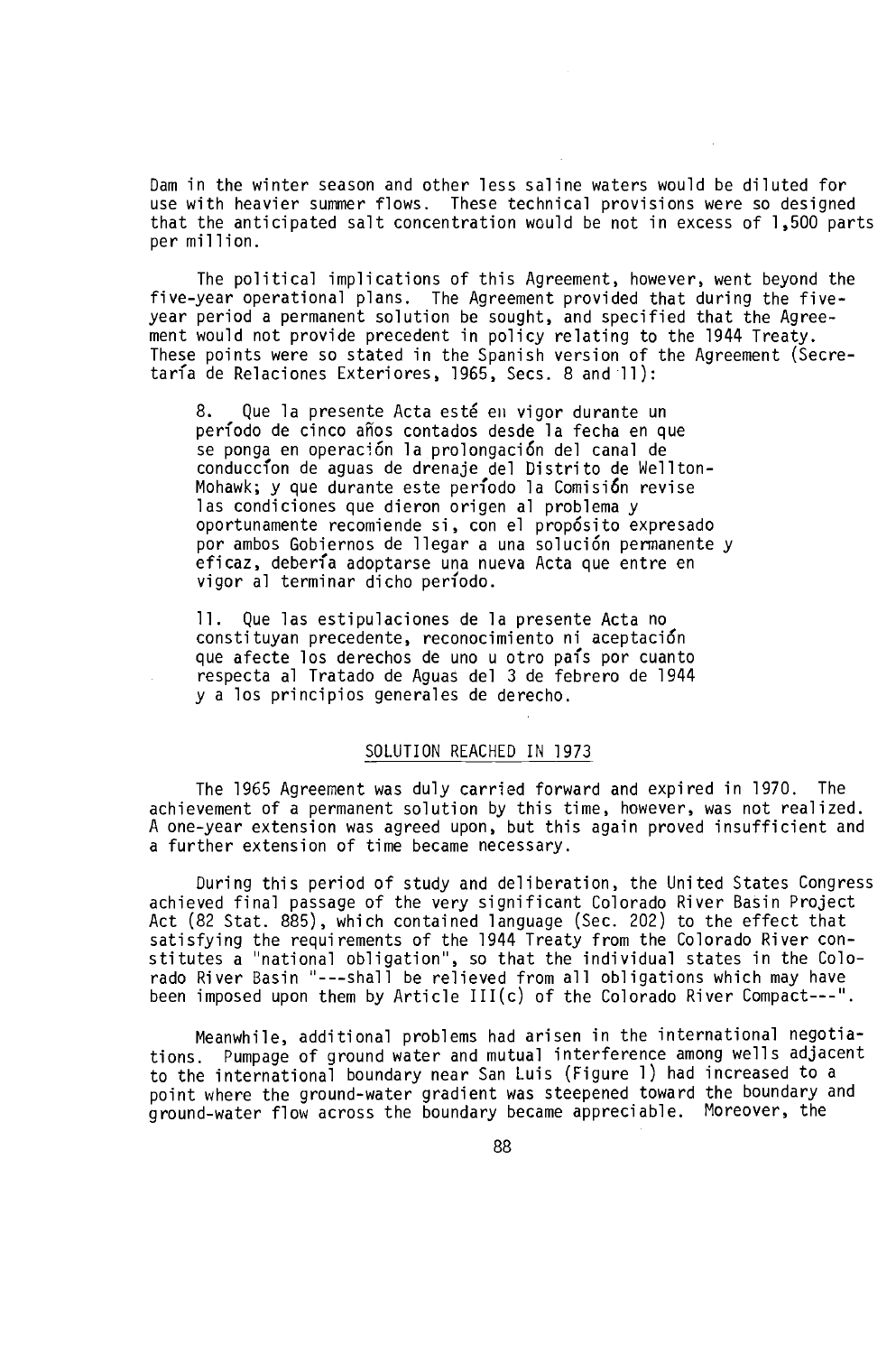Dam in the winter season and other less saline waters would be diluted for use with heavier summer flows. These technical provisions were so designed that the anticipated salt concentration would be not in excess of 1,500 parts per million.

The political implications of this Agreement, however, went beyond the five-year operational plans. The Agreement provided that during the five-year period a permanent solution be sought, and specified that the Agreement would not provide precedent in policy relating to the 1944 Treaty. These points were so stated in the Spanish version of the Agreement (Secretaría de Relaciones Exteriores, 1965, Secs. 8 and 11):

> 8. Que la presente Acta esté en vigor durante un período de cinco años contados desde la fecha en que se ponga en operación la prolongación del canal de conducción de aguas de drenaje del Distrito de Wellton-Mohawk; y que durante este período la Comisión revise las condiciones que dieron origen al problema y oportunamente recomiende si, con el propósito expresado por ambos Gobiernos de llegar a una solución permanente y eficaz, debería adoptarse una nueva Acta que entre en vigor al terminar dicho período.
>
> 11. Que las estipulaciones de la presente Acta no constituyan precedente, reconocimiento ni aceptación que afecte los derechos de uno u otro país por cuanto respecta al Tratado de Aguas del 3 de febrero de 1944 y a los principios generales de derecho.

## SOLUTION REACHED IN 1973

The 1965 Agreement was duly carried forward and expired in 1970. The achievement of a permanent solution by this time, however, was not realized. A one-year extension was agreed upon, but this again proved insufficient and a further extension of time became necessary.

During this period of study and deliberation, the United States Congress achieved final passage of the very significant Colorado River Basin Project Act (82 Stat. 885), which contained language (Sec. 202) to the effect that satisfying the requirements of the 1944 Treaty from the Colorado River constitutes a "national obligation", so that the individual states in the Colorado River Basin "---shall be relieved from all obligations which may have been imposed upon them by Article III(c) of the Colorado River Compact---".

Meanwhile, additional problems had arisen in the international negotiations. Pumpage of ground water and mutual interference among wells adjacent to the international boundary near San Luis (Figure 1) had increased to a point where the ground-water gradient was steepened toward the boundary and ground-water flow across the boundary became appreciable. Moreover, the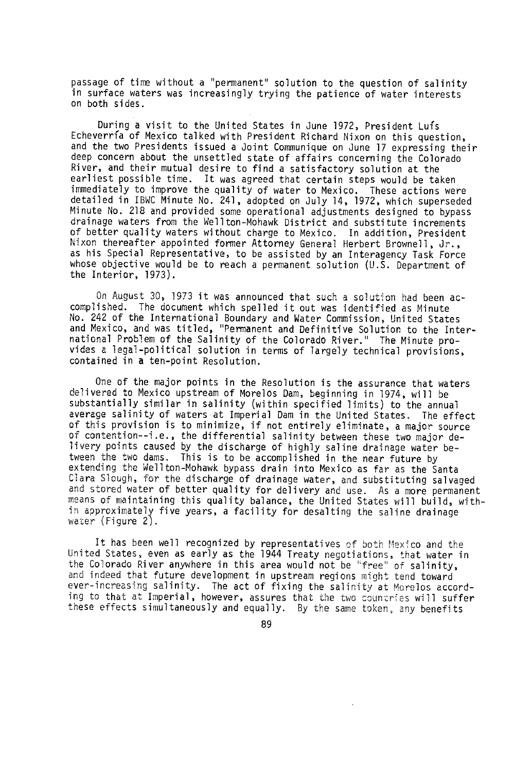passage of time without a "permanent" solution to the question of salinity in surface waters was increasingly trying the patience of water interests on both sides.

During a visit to the United States in June 1972, President Luís Echeverría of Mexico talked with President Richard Nixon on this question, and the two Presidents issued a Joint Communique on June 17 expressing their deep concern about the unsettled state of affairs concerning the Colorado River, and their mutual desire to find a satisfactory solution at the earliest possible time. It was agreed that certain steps would be taken immediately to improve the quality of water to Mexico. These actions were detailed in IBWC Minute No. 241, adopted on July 14, 1972, which superseded Minute No. 218 and provided some operational adjustments designed to bypass drainage waters from the Wellton-Mohawk District and substitute increments of better quality waters without charge to Mexico. In addition, President Nixon thereafter appointed former Attorney General Herbert Brownell, Jr., as his Special Representative, to be assisted by an Interagency Task Force whose objective would be to reach a permanent solution (U.S. Department of the Interior, 1973).

On August 30, 1973 it was announced that such a solution had been accomplished. The document which spelled it out was identified as Minute No. 242 of the International Boundary and Water Commission, United States and Mexico, and was titled, "Permanent and Definitive Solution to the International Problem of the Salinity of the Colorado River." The Minute provides a legal-political solution in terms of largely technical provisions, contained in a ten-point Resolution.

One of the major points in the Resolution is the assurance that waters delivered to Mexico upstream of Morelos Dam, beginning in 1974, will be substantially similar in salinity (within specified limits) to the annual average salinity of waters at Imperial Dam in the United States. The effect of this provision is to minimize, if not entirely eliminate, a major source of contention--i.e., the differential salinity between these two major delivery points caused by the discharge of highly saline drainage water between the two dams. This is to be accomplished in the near future by extending the Wellton-Mohawk bypass drain into Mexico as far as the Santa Clara Slough, for the discharge of drainage water, and substituting salvaged and stored water of better quality for delivery and use. As a more permanent means of maintaining this quality balance, the United States will build, within approximately five years, a facility for desalting the saline drainage water (Figure 2).

It has been well recognized by representatives of both Mexico and the United States, even as early as the 1944 Treaty negotiations, that water in the Colorado River anywhere in this area would not be "free" of salinity, and indeed that future development in upstream regions might tend toward ever-increasing salinity. The act of fixing the salinity at Morelos according to that at Imperial, however, assures that the two countries will suffer these effects simultaneously and equally. By the same token, any benefits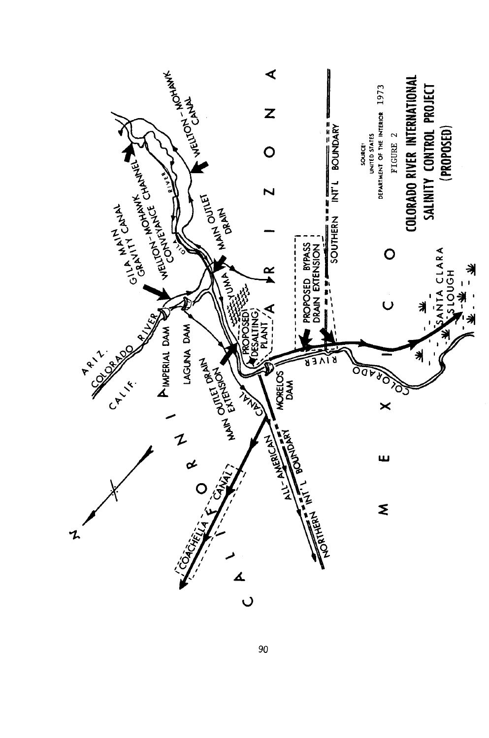SOURCE:
UNITED STATES
DEPARTMENT OF THE INTERIOR 1973

FIGURE 2

**COLORADO RIVER INTERNATIONAL SALINITY CONTROL PROJECT (PROPOSED)**

C A L I F O R N I A

A R I Z O N A

M E X I C O

ARIZ.

CALIF.

COLORADO RIVER

IMPERIAL DAM

LAGUNA DAM

GILA MAIN GRAVITY CANAL

WELLTON-MOHAWK CONVEYANCE CHANNEL

WELLTON-MOHAWK CANAL

GILA RIVER

MAIN OUTLET DRAIN

MAIN OUTLET DRAIN EXTENSION

YUMA

PROPOSED DESALTING PLANT

MORELOS DAM

CANAL

ALL-AMERICAN

COACHELLA CANAL

NORTHERN INT'L BOUNDARY

PROPOSED BYPASS DRAIN EXTENSION

SOUTHERN INT'L BOUNDARY

RIVER

COLORADO

SANTA CLARA SLOUGH

N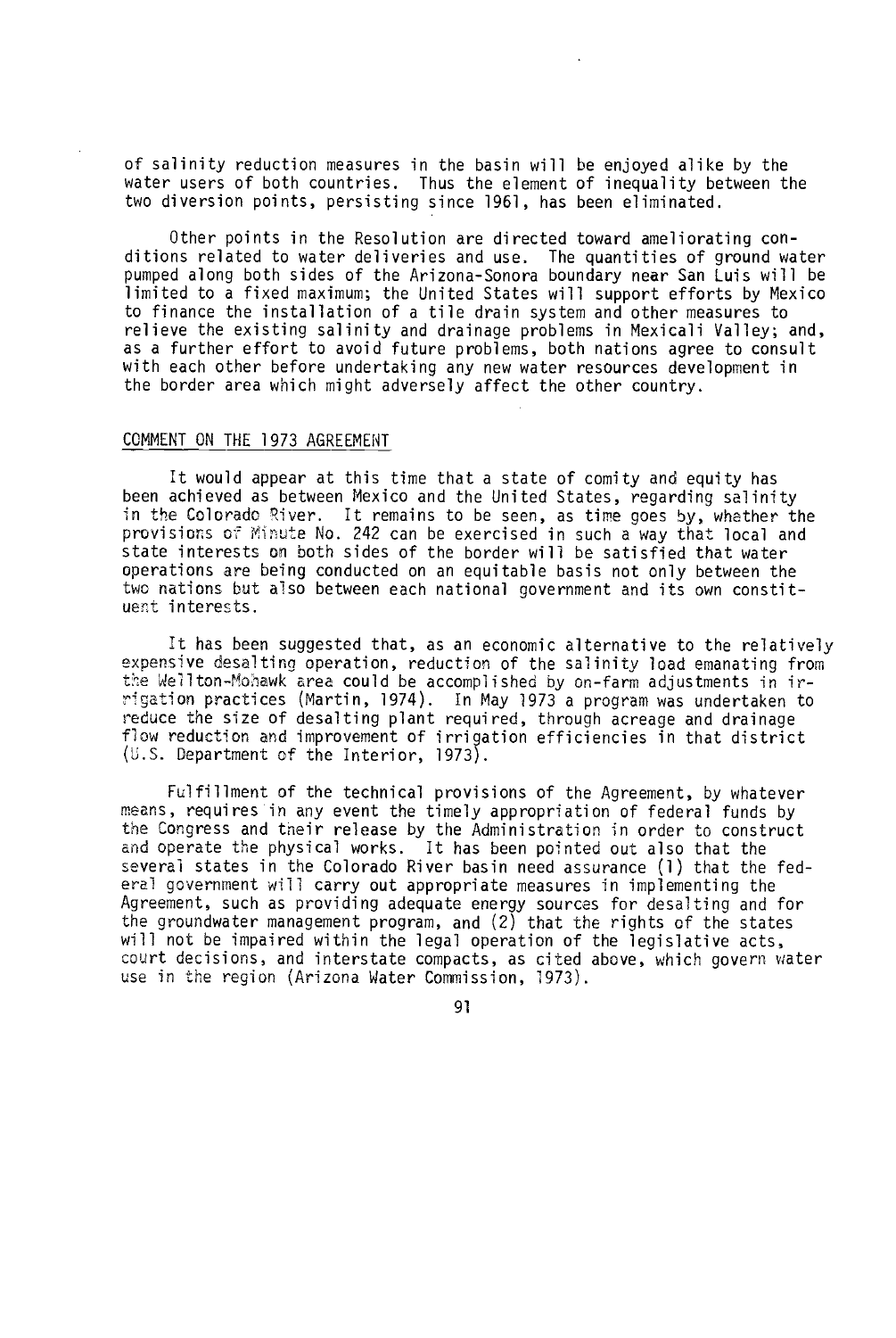of salinity reduction measures in the basin will be enjoyed alike by the water users of both countries. Thus the element of inequality between the two diversion points, persisting since 1961, has been eliminated.

Other points in the Resolution are directed toward ameliorating conditions related to water deliveries and use. The quantities of ground water pumped along both sides of the Arizona-Sonora boundary near San Luis will be limited to a fixed maximum; the United States will support efforts by Mexico to finance the installation of a tile drain system and other measures to relieve the existing salinity and drainage problems in Mexicali Valley; and, as a further effort to avoid future problems, both nations agree to consult with each other before undertaking any new water resources development in the border area which might adversely affect the other country.

## COMMENT ON THE 1973 AGREEMENT

It would appear at this time that a state of comity and equity has been achieved as between Mexico and the United States, regarding salinity in the Colorado River. It remains to be seen, as time goes by, whether the provisions of Minute No. 242 can be exercised in such a way that local and state interests on both sides of the border will be satisfied that water operations are being conducted on an equitable basis not only between the two nations but also between each national government and its own constituent interests.

It has been suggested that, as an economic alternative to the relatively expensive desalting operation, reduction of the salinity load emanating from the Wellton-Mohawk area could be accomplished by on-farm adjustments in irrigation practices (Martin, 1974). In May 1973 a program was undertaken to reduce the size of desalting plant required, through acreage and drainage flow reduction and improvement of irrigation efficiencies in that district (U.S. Department of the Interior, 1973).

Fulfillment of the technical provisions of the Agreement, by whatever means, requires in any event the timely appropriation of federal funds by the Congress and their release by the Administration in order to construct and operate the physical works. It has been pointed out also that the several states in the Colorado River basin need assurance (1) that the federal government will carry out appropriate measures in implementing the Agreement, such as providing adequate energy sources for desalting and for the groundwater management program, and (2) that the rights of the states will not be impaired within the legal operation of the legislative acts, court decisions, and interstate compacts, as cited above, which govern water use in the region (Arizona Water Commission, 1973).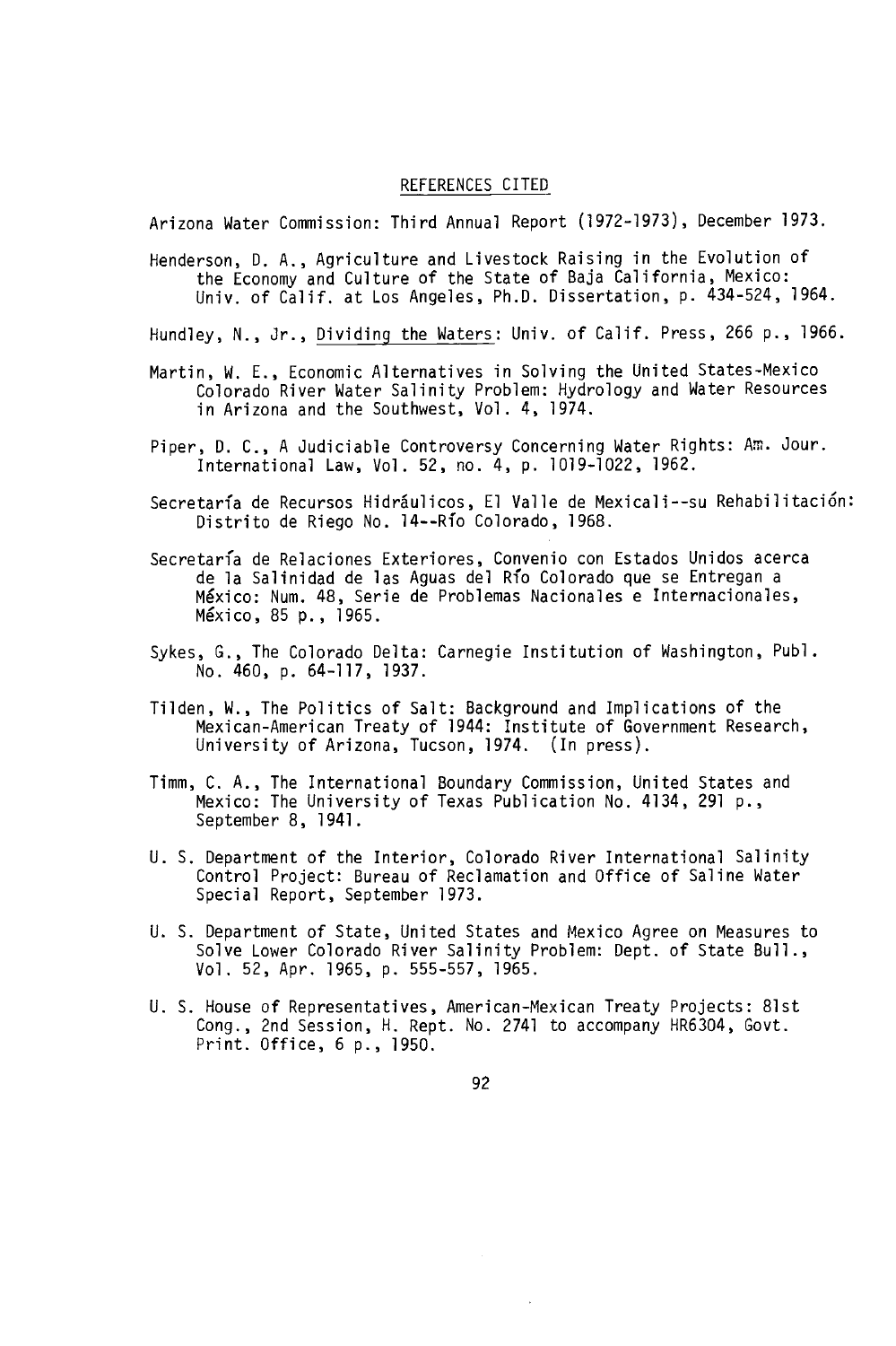## REFERENCES CITED

Arizona Water Commission: Third Annual Report (1972-1973), December 1973.

Henderson, D. A., Agriculture and Livestock Raising in the Evolution of the Economy and Culture of the State of Baja California, Mexico: Univ. of Calif. at Los Angeles, Ph.D. Dissertation, p. 434-524, 1964.

Hundley, N., Jr., Dividing the Waters: Univ. of Calif. Press, 266 p., 1966.

Martin, W. E., Economic Alternatives in Solving the United States-Mexico Colorado River Water Salinity Problem: Hydrology and Water Resources in Arizona and the Southwest, Vol. 4, 1974.

Piper, D. C., A Judiciable Controversy Concerning Water Rights: Am. Jour. International Law, Vol. 52, no. 4, p. 1019-1022, 1962.

Secretaría de Recursos Hidráulicos, El Valle de Mexicali--su Rehabilitación: Distrito de Riego No. 14--Río Colorado, 1968.

Secretaría de Relaciones Exteriores, Convenio con Estados Unidos acerca de la Salinidad de las Aguas del Río Colorado que se Entregan a México: Num. 48, Serie de Problemas Nacionales e Internacionales, México, 85 p., 1965.

Sykes, G., The Colorado Delta: Carnegie Institution of Washington, Publ. No. 460, p. 64-117, 1937.

Tilden, W., The Politics of Salt: Background and Implications of the Mexican-American Treaty of 1944: Institute of Government Research, University of Arizona, Tucson, 1974. (In press).

Timm, C. A., The International Boundary Commission, United States and Mexico: The University of Texas Publication No. 4134, 291 p., September 8, 1941.

U. S. Department of the Interior, Colorado River International Salinity Control Project: Bureau of Reclamation and Office of Saline Water Special Report, September 1973.

U. S. Department of State, United States and Mexico Agree on Measures to Solve Lower Colorado River Salinity Problem: Dept. of State Bull., Vol. 52, Apr. 1965, p. 555-557, 1965.

U. S. House of Representatives, American-Mexican Treaty Projects: 81st Cong., 2nd Session, H. Rept. No. 2741 to accompany HR6304, Govt. Print. Office, 6 p., 1950.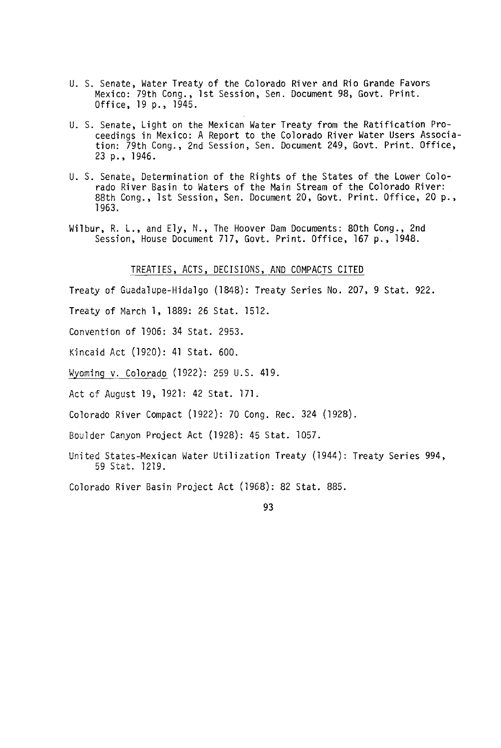U. S. Senate, Water Treaty of the Colorado River and Rio Grande Favors Mexico: 79th Cong., 1st Session, Sen. Document 98, Govt. Print. Office, 19 p., 1945.

U. S. Senate, Light on the Mexican Water Treaty from the Ratification Proceedings in Mexico: A Report to the Colorado River Water Users Association: 79th Cong., 2nd Session, Sen. Document 249, Govt. Print. Office, 23 p., 1946.

U. S. Senate, Determination of the Rights of the States of the Lower Colorado River Basin to Waters of the Main Stream of the Colorado River: 88th Cong., 1st Session, Sen. Document 20, Govt. Print. Office, 20 p., 1963.

Wilbur, R. L., and Ely, N., The Hoover Dam Documents: 80th Cong., 2nd Session, House Document 717, Govt. Print. Office, 167 p., 1948.

## TREATIES, ACTS, DECISIONS, AND COMPACTS CITED

Treaty of Guadalupe-Hidalgo (1848): Treaty Series No. 207, 9 Stat. 922.

Treaty of March 1, 1889: 26 Stat. 1512.

Convention of 1906: 34 Stat. 2953.

Kincaid Act (1920): 41 Stat. 600.

*Wyoming v. Colorado* (1922): 259 U.S. 419.

Act of August 19, 1921: 42 Stat. 171.

Colorado River Compact (1922): 70 Cong. Rec. 324 (1928).

Boulder Canyon Project Act (1928): 45 Stat. 1057.

United States-Mexican Water Utilization Treaty (1944): Treaty Series 994, 59 Stat. 1219.

Colorado River Basin Project Act (1968): 82 Stat. 885.